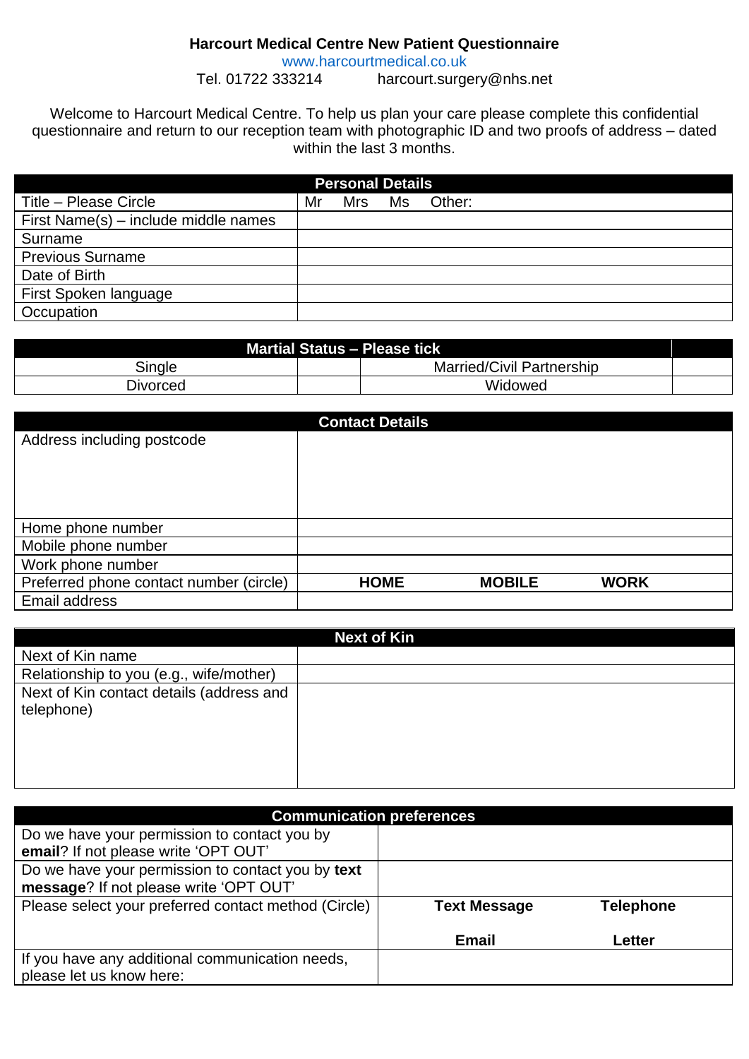# Harcourt Medical Centre New Patient Questionnaire

www.harcourtmedical.co.uk

Tel. 01722 333214 harcourt.surgery@nhs.net

Welcome to Harcourt Medical Centre. To help us plan your care please complete this confidential questionnaire and return to our reception team with photographic ID and two proofs of address – dated within the last 3 months.

| **Personal Details** | |
|---|---|
| Title – Please Circle | Mr Mrs Ms Other: |
| First Name(s) – include middle names | |
| Surname | |
| Previous Surname | |
| Date of Birth | |
| First Spoken language | |
| Occupation | |

| **Martial Status – Please tick** | | | |
|---|---|---|---|
| Single | | Married/Civil Partnership | |
| Divorced | | Widowed | |

| **Contact Details** | | | |
|---|---|---|---|
| Address including postcode | | | |
| Home phone number | | | |
| Mobile phone number | | | |
| Work phone number | | | |
| Preferred phone contact number (circle) | **HOME** | **MOBILE** | **WORK** |
| Email address | | | |

| **Next of Kin** | |
|---|---|
| Next of Kin name | |
| Relationship to you (e.g., wife/mother) | |
| Next of Kin contact details (address and telephone) | |

| **Communication preferences** | | |
|---|---|---|
| Do we have your permission to contact you by **email**? If not please write 'OPT OUT' | | |
| Do we have your permission to contact you by **text message**? If not please write 'OPT OUT' | | |
| Please select your preferred contact method (Circle) | **Text Message** | **Telephone** |
| | **Email** | **Letter** |
| If you have any additional communication needs, please let us know here: | | |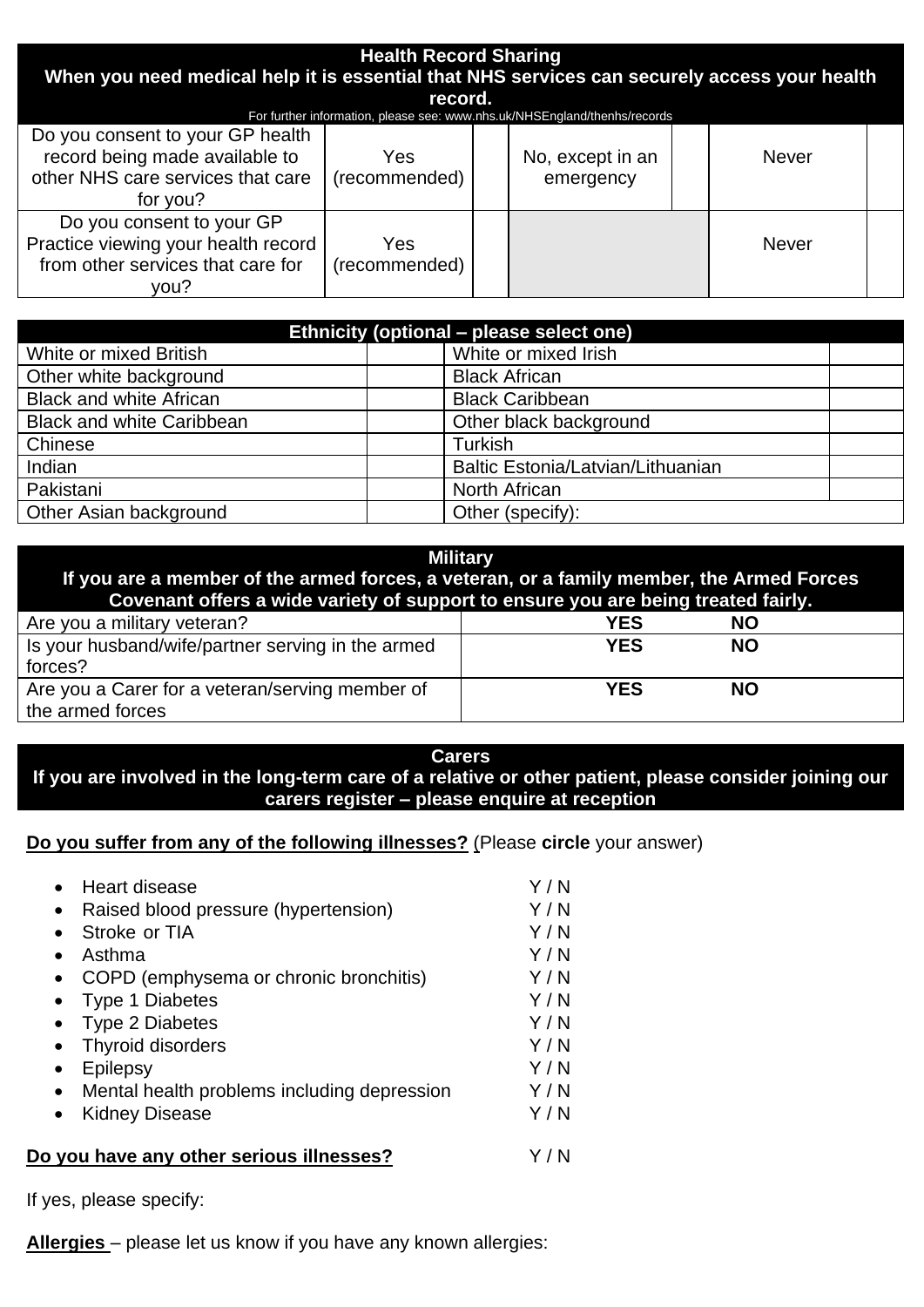| **Health Record Sharing**<br>**When you need medical help it is essential that NHS services can securely access your health record.**<br>For further information, please see: www.nhs.uk/NHSEngland/thenhs/records | | | | | | |
|---|---|---|---|---|---|---|
| Do you consent to your GP health record being made available to other NHS care services that care for you? | Yes (recommended) | | No, except in an emergency | | Never | |
| Do you consent to your GP Practice viewing your health record from other services that care for you? | Yes (recommended) | | | | Never | |

| **Ethnicity (optional – please select one)** | | | |
|---|---|---|---|
| White or mixed British | | White or mixed Irish | |
| Other white background | | Black African | |
| Black and white African | | Black Caribbean | |
| Black and white Caribbean | | Other black background | |
| Chinese | | Turkish | |
| Indian | | Baltic Estonia/Latvian/Lithuanian | |
| Pakistani | | North African | |
| Other Asian background | | Other (specify): | |

| **Military**<br>**If you are a member of the armed forces, a veteran, or a family member, the Armed Forces Covenant offers a wide variety of support to ensure you are being treated fairly.** | | |
|---|---|---|
| Are you a military veteran? | **YES** | **NO** |
| Is your husband/wife/partner serving in the armed forces? | **YES** | **NO** |
| Are you a Carer for a veteran/serving member of the armed forces | **YES** | **NO** |

**Carers**

**If you are involved in the long-term care of a relative or other patient, please consider joining our carers register – please enquire at reception**

**Do you suffer from any of the following illnesses?** (Please **circle** your answer)

- Heart disease Y / N
- Raised blood pressure (hypertension) Y / N
- Stroke or TIA Y / N
- Asthma Y / N
- COPD (emphysema or chronic bronchitis) Y / N
- Type 1 Diabetes Y / N
- Type 2 Diabetes Y / N
- Thyroid disorders Y / N
- Epilepsy Y / N
- Mental health problems including depression Y / N
- Kidney Disease Y / N

**Do you have any other serious illnesses?** Y / N

If yes, please specify:

**Allergies** – please let us know if you have any known allergies: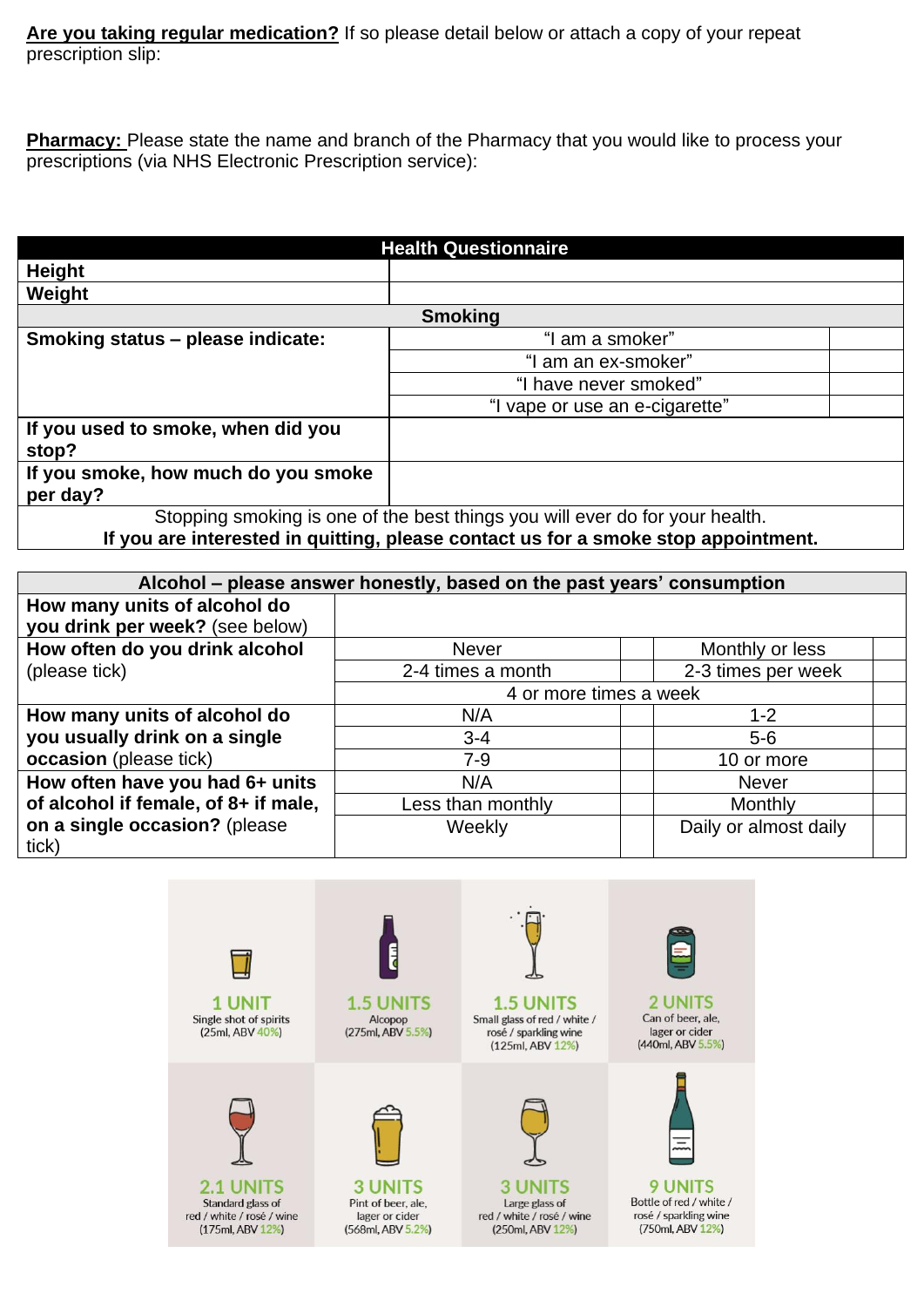**Are you taking regular medication?** If so please detail below or attach a copy of your repeat prescription slip:

**Pharmacy:** Please state the name and branch of the Pharmacy that you would like to process your prescriptions (via NHS Electronic Prescription service):

| Health Questionnaire | | |
|---|---|---|
| **Height** | | |
| **Weight** | | |
| **Smoking** | | |
| **Smoking status – please indicate:** | "I am a smoker" | |
| | "I am an ex-smoker" | |
| | "I have never smoked" | |
| | "I vape or use an e-cigarette" | |
| **If you used to smoke, when did you stop?** | | |
| **If you smoke, how much do you smoke per day?** | | |
| Stopping smoking is one of the best things you will ever do for your health. **If you are interested in quitting, please contact us for a smoke stop appointment.** | | |

| Alcohol – please answer honestly, based on the past years' consumption | | | | |
|---|---|---|---|---|
| **How many units of alcohol do you drink per week?** (see below) | | | | |
| **How often do you drink alcohol** (please tick) | Never | | Monthly or less | |
| | 2-4 times a month | | 2-3 times per week | |
| | 4 or more times a week | | | |
| **How many units of alcohol do you usually drink on a single occasion** (please tick) | N/A | | 1-2 | |
| | 3-4 | | 5-6 | |
| | 7-9 | | 10 or more | |
| **How often have you had 6+ units of alcohol if female, of 8+ if male, on a single occasion?** (please tick) | N/A | | Never | |
| | Less than monthly | | Monthly | |
| | Weekly | | Daily or almost daily | |

1 UNIT
Single shot of spirits
(25ml, ABV 40%)

1.5 UNITS
Alcopop
(275ml, ABV 5.5%)

1.5 UNITS
Small glass of red / white / rosé / sparkling wine
(125ml, ABV 12%)

2 UNITS
Can of beer, ale, lager or cider
(440ml, ABV 5.5%)

2.1 UNITS
Standard glass of red / white / rosé / wine
(175ml, ABV 12%)

3 UNITS
Pint of beer, ale, lager or cider
(568ml, ABV 5.2%)

3 UNITS
Large glass of red / white / rosé / wine
(250ml, ABV 12%)

9 UNITS
Bottle of red / white / rosé / sparkling wine
(750ml, ABV 12%)